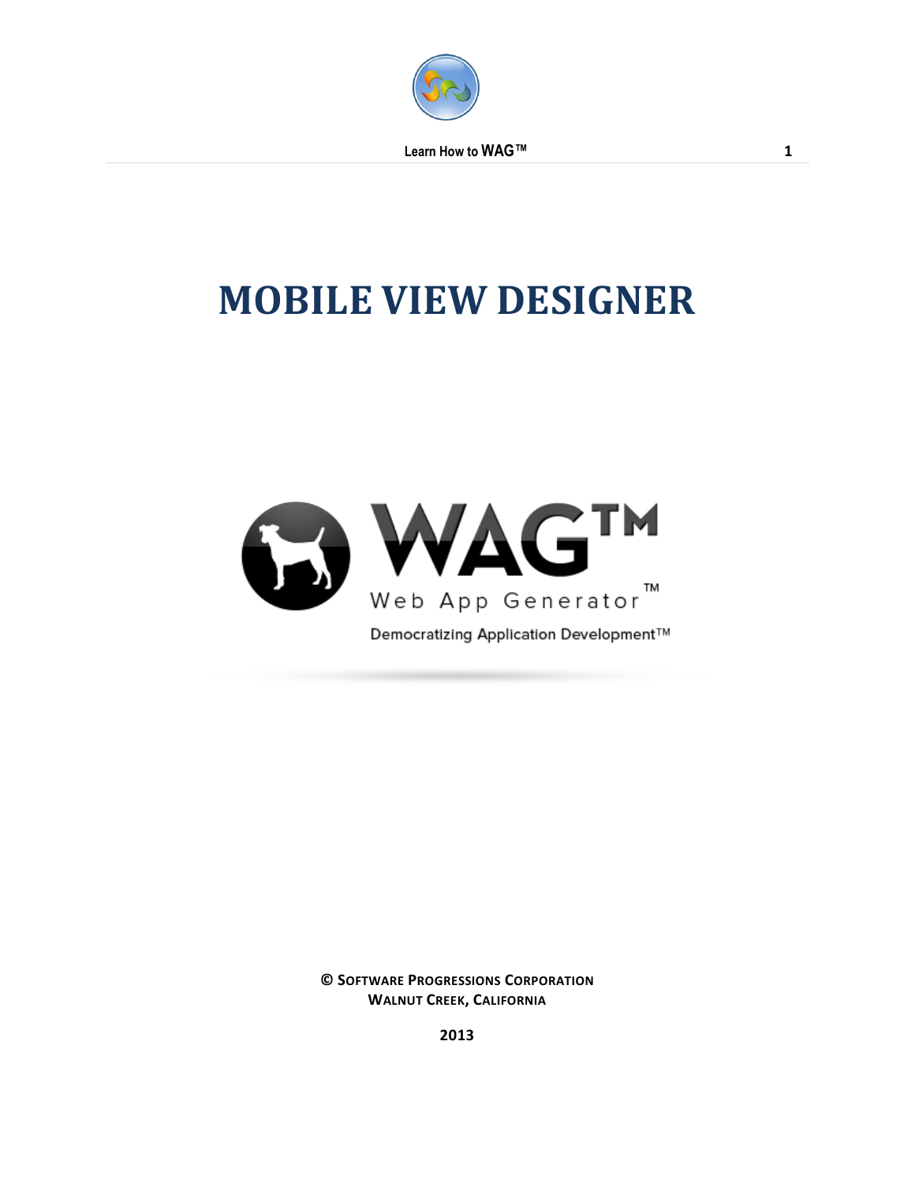# MOBILE VIEW DESIGNER

WAG™

Web App Generator™

Democratizing Application Development™

© SOFTWARE PROGRESSIONS CORPORATION
WALNUT CREEK, CALIFORNIA

2013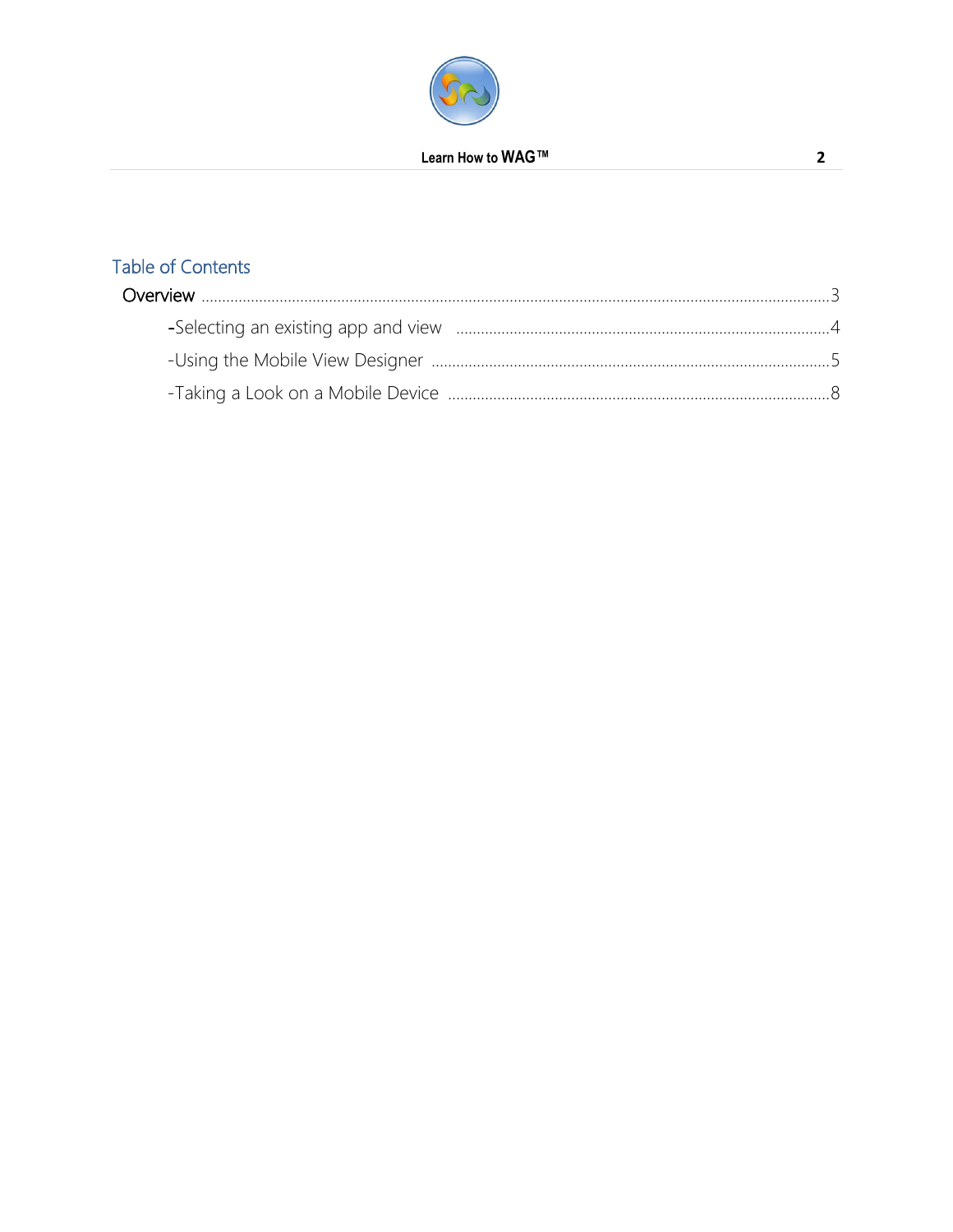## Table of Contents

Overview ........................................................................................................ 3

- -Selecting an existing app and view ........................................................ 4
- -Using the Mobile View Designer ............................................................ 5
- -Taking a Look on a Mobile Device .......................................................... 8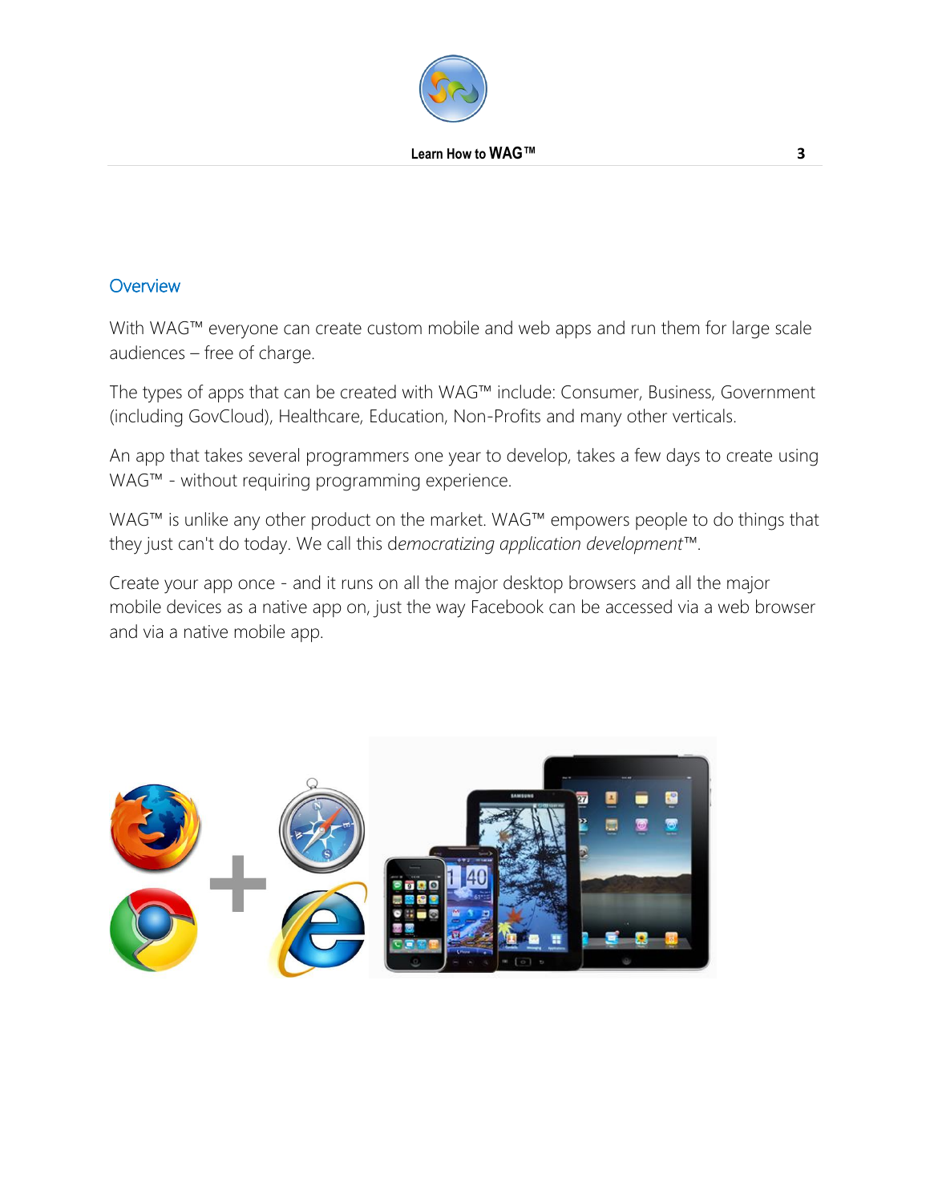## Overview

With WAG™ everyone can create custom mobile and web apps and run them for large scale audiences – free of charge.

The types of apps that can be created with WAG™ include: Consumer, Business, Government (including GovCloud), Healthcare, Education, Non-Profits and many other verticals.

An app that takes several programmers one year to develop, takes a few days to create using WAG™ - without requiring programming experience.

WAG™ is unlike any other product on the market. WAG™ empowers people to do things that they just can't do today. We call this d*emocratizing application development*™.

Create your app once - and it runs on all the major desktop browsers and all the major mobile devices as a native app on, just the way Facebook can be accessed via a web browser and via a native mobile app.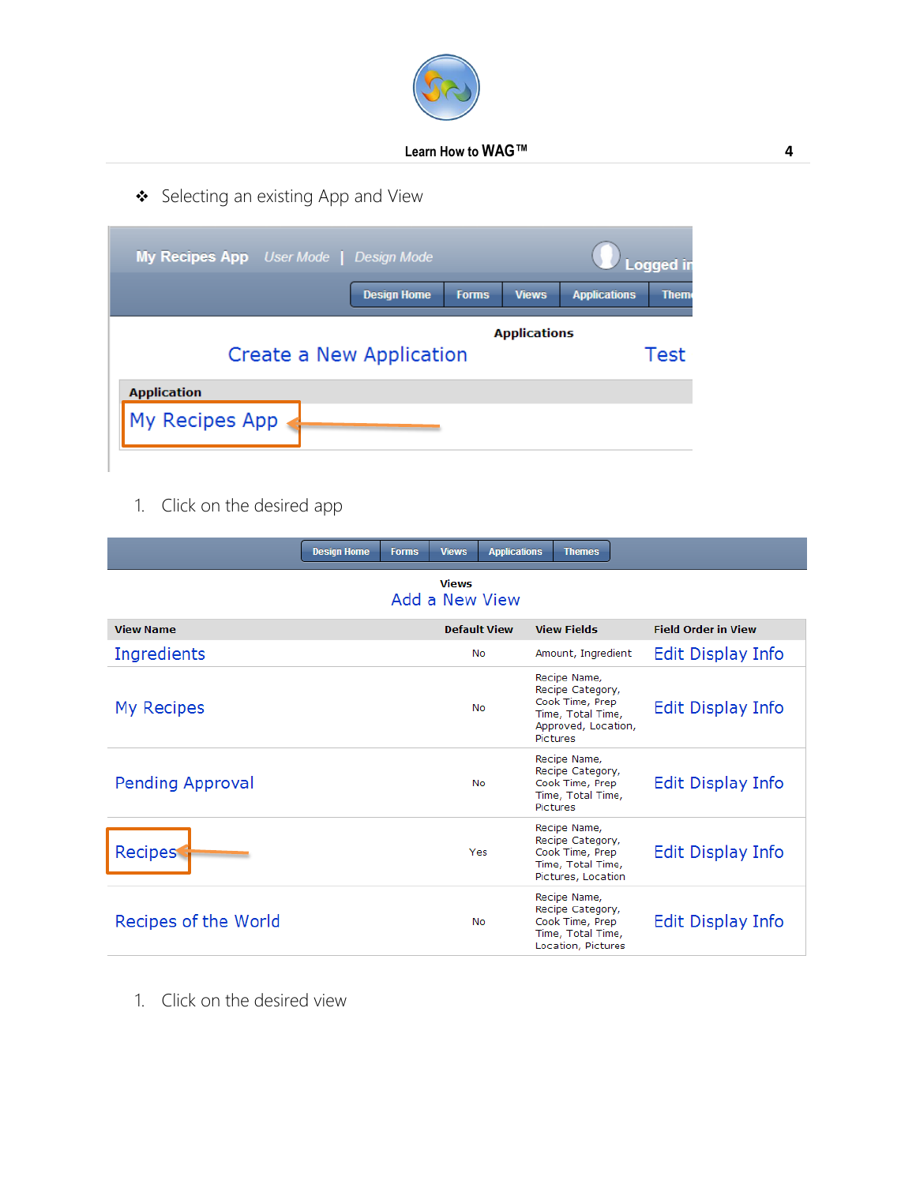- Selecting an existing App and View

My Recipes App   User Mode | Design Mode   Logged in

Design Home | Forms | Views | Applications | Themes

Applications

Create a New Application   Test

| Application |
| --- |
| My Recipes App |

1. Click on the desired app

Design Home | Forms | Views | Applications | Themes

Views

Add a New View

| View Name | Default View | View Fields | Field Order in View |
| --- | --- | --- | --- |
| Ingredients | No | Amount, Ingredient | Edit Display Info |
| My Recipes | No | Recipe Name, Recipe Category, Cook Time, Prep Time, Total Time, Approved, Location, Pictures | Edit Display Info |
| Pending Approval | No | Recipe Name, Recipe Category, Cook Time, Prep Time, Total Time, Pictures | Edit Display Info |
| Recipes | Yes | Recipe Name, Recipe Category, Cook Time, Prep Time, Total Time, Pictures, Location | Edit Display Info |
| Recipes of the World | No | Recipe Name, Recipe Category, Cook Time, Prep Time, Total Time, Location, Pictures | Edit Display Info |

1. Click on the desired view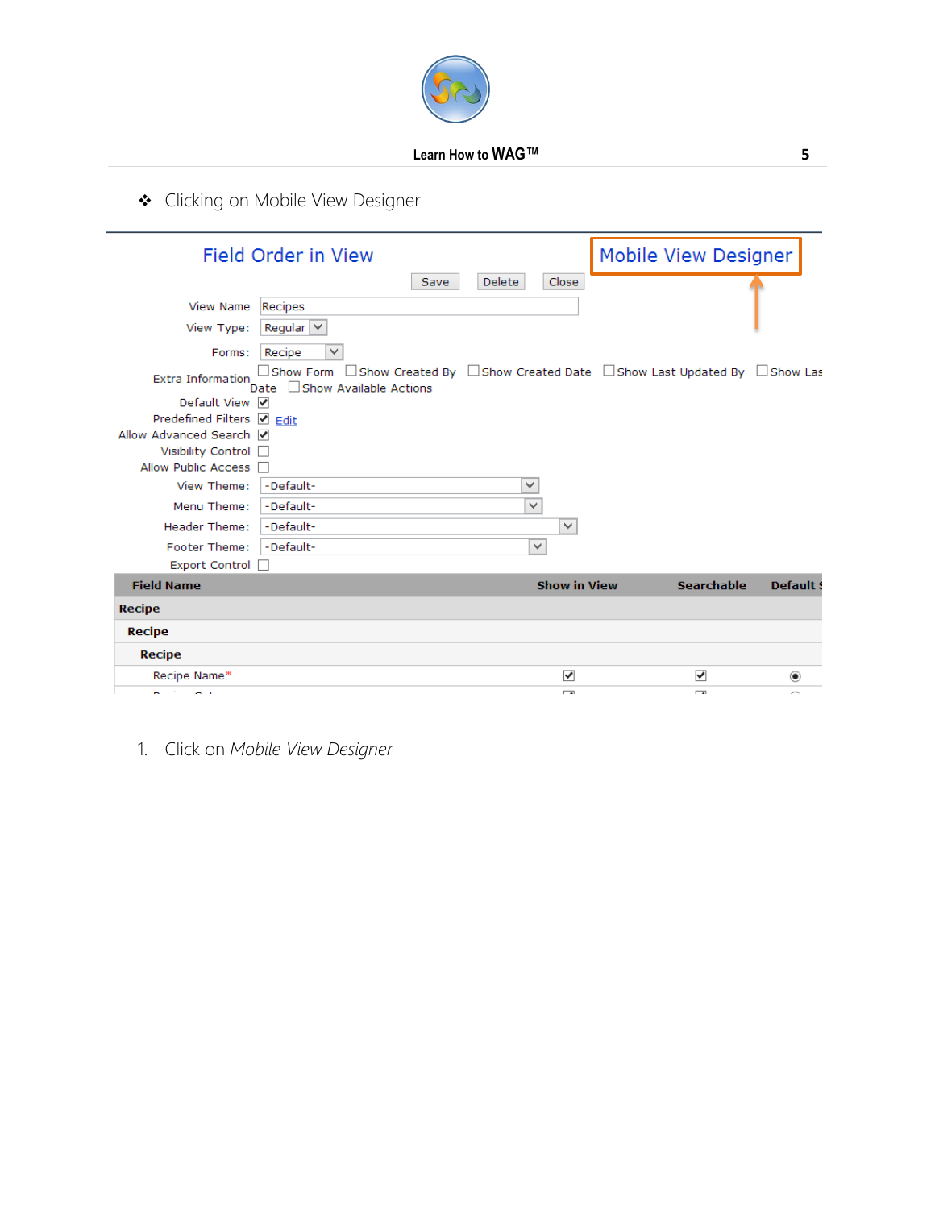- Clicking on Mobile View Designer

Field Order in View

Mobile View Designer

Save Delete Close

View Name: Recipes

View Type: Regular

Forms: Recipe

Extra Information: Show Form, Show Created By, Show Created Date, Show Last Updated By, Show Last Updated Date, Show Available Actions

Default View ☑

Predefined Filters ☑ Edit

Allow Advanced Search ☑

Visibility Control ☐

Allow Public Access ☐

View Theme: -Default-

Menu Theme: -Default-

Header Theme: -Default-

Footer Theme: -Default-

Export Control ☐

| Field Name | Show in View | Searchable | Default S |
| --- | --- | --- | --- |
| Recipe | | | |
| Recipe | | | |
| Recipe | | | |
| Recipe Name* | ☑ | ☑ | ◉ |

1. Click on *Mobile View Designer*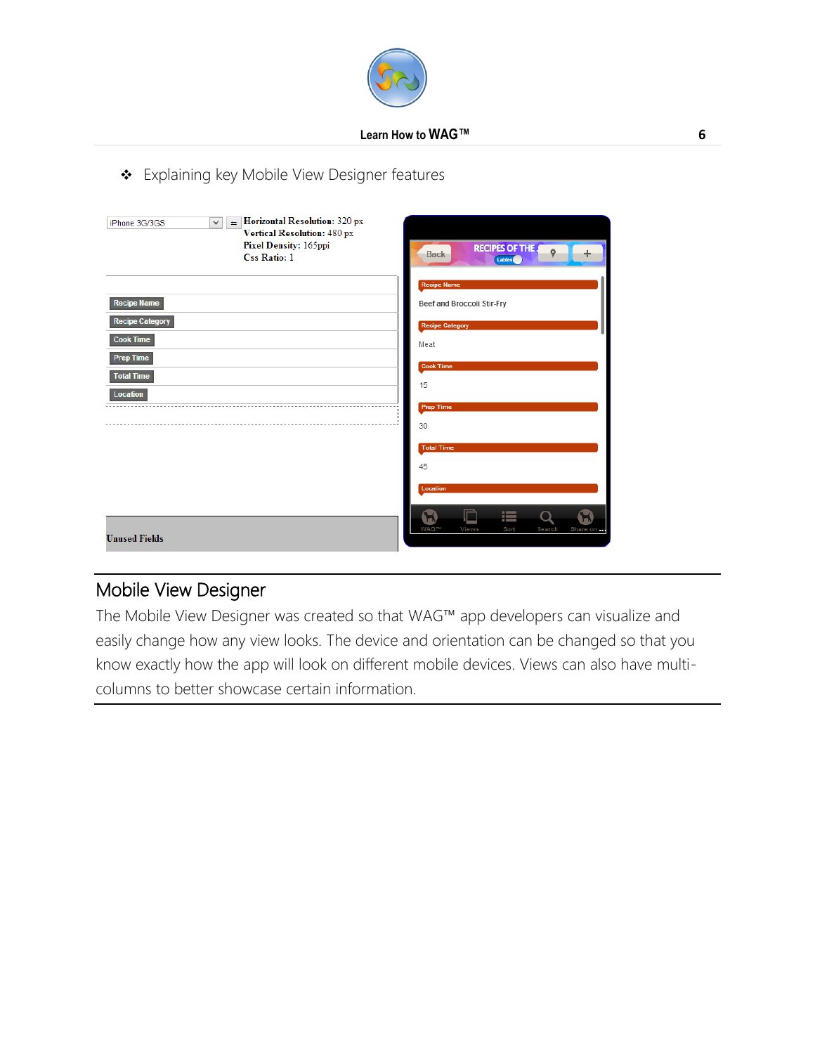- Explaining key Mobile View Designer features

iPhone 3G/3GS

**Horizontal Resolution:** 320 px
**Vertical Resolution:** 480 px
**Pixel Density:** 165ppi
**Css Ratio:** 1

Recipe Name
Recipe Category
Cook Time
Prep Time
Total Time
Location

**Unused Fields**

## Mobile View Designer

The Mobile View Designer was created so that WAG™ app developers can visualize and easily change how any view looks. The device and orientation can be changed so that you know exactly how the app will look on different mobile devices. Views can also have multi-columns to better showcase certain information.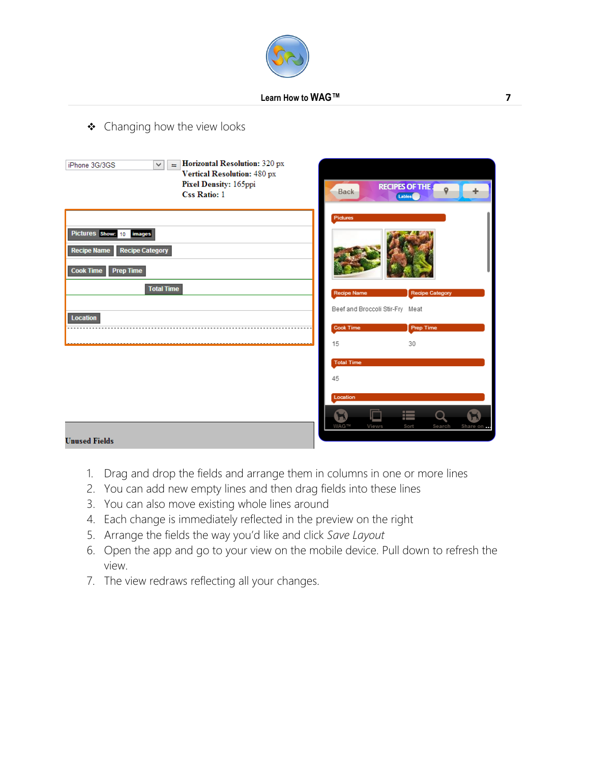- Changing how the view looks

iPhone 3G/3GS

**Horizontal Resolution:** 320 px
**Vertical Resolution:** 480 px
**Pixel Density:** 165ppi
**Css Ratio:** 1

Pictures Show: 10 images

Recipe Name | Recipe Category

Cook Time | Prep Time

Total Time

Location

**Unused Fields**

Back | RECIPES OF THE... | Lables

Pictures

Recipe Name: Beef and Broccoli Stir-Fry
Recipe Category: Meat
Cook Time: 15
Prep Time: 30
Total Time: 45
Location

WAG™ | Views | Sort | Search | Share on ...

1. Drag and drop the fields and arrange them in columns in one or more lines
2. You can add new empty lines and then drag fields into these lines
3. You can also move existing whole lines around
4. Each change is immediately reflected in the preview on the right
5. Arrange the fields the way you'd like and click *Save Layout*
6. Open the app and go to your view on the mobile device. Pull down to refresh the view.
7. The view redraws reflecting all your changes.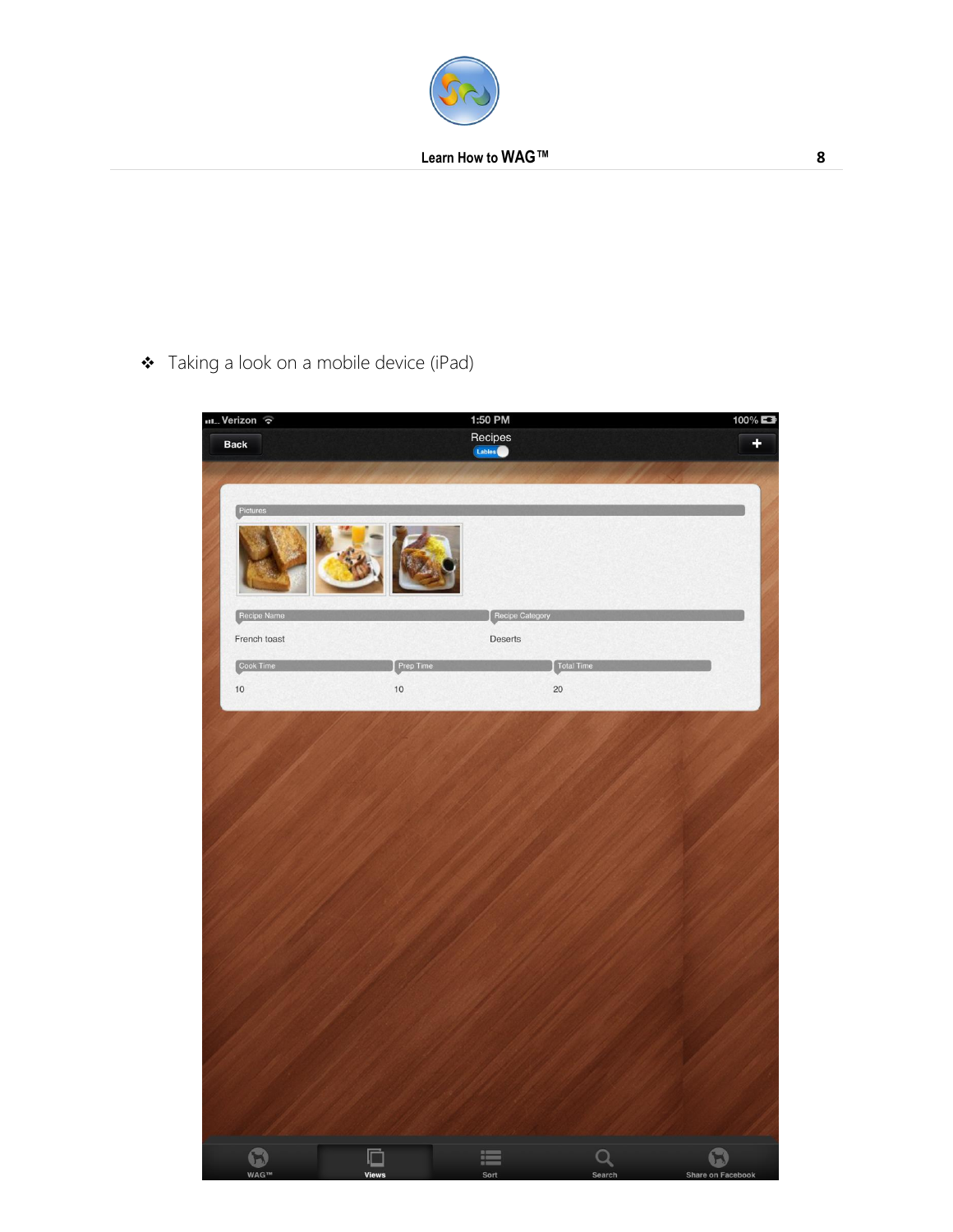- Taking a look on a mobile device (iPad)

Verizon 1:50 PM 100%

Back

Recipes

Lables

+

Pictures

Recipe Name

French toast

Recipe Category

Deserts

Cook Time

10

Prep Time

10

Total Time

20

WAG™ Views Sort Search Share on Facebook